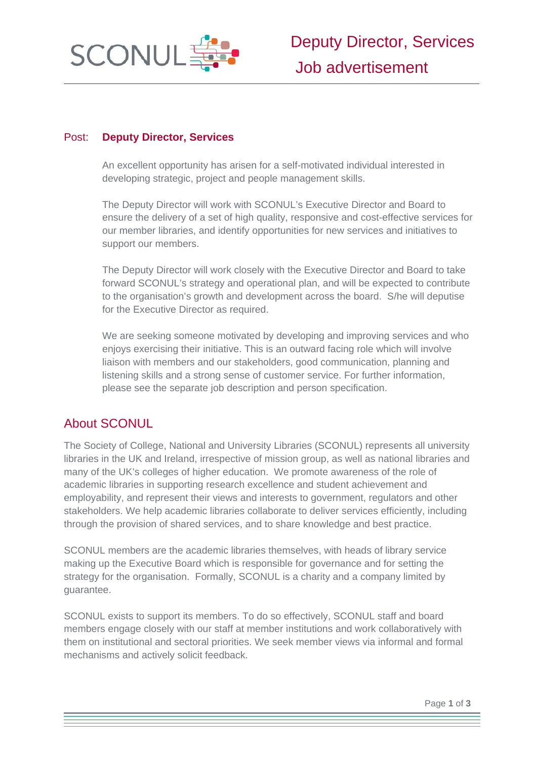# Deputy Director, Services

## Job advertisement

**Post: Deputy Director, Services**

An excellent opportunity has arisen for a self-motivated individual interested in developing strategic, project and people management skills.

The Deputy Director will work with SCONUL's Executive Director and Board to ensure the delivery of a set of high quality, responsive and cost-effective services for our member libraries, and identify opportunities for new services and initiatives to support our members.

The Deputy Director will work closely with the Executive Director and Board to take forward SCONUL's strategy and operational plan, and will be expected to contribute to the organisation's growth and development across the board. S/he will deputise for the Executive Director as required.

We are seeking someone motivated by developing and improving services and who enjoys exercising their initiative. This is an outward facing role which will involve liaison with members and our stakeholders, good communication, planning and listening skills and a strong sense of customer service. For further information, please see the separate job description and person specification.

## About SCONUL

The Society of College, National and University Libraries (SCONUL) represents all university libraries in the UK and Ireland, irrespective of mission group, as well as national libraries and many of the UK's colleges of higher education. We promote awareness of the role of academic libraries in supporting research excellence and student achievement and employability, and represent their views and interests to government, regulators and other stakeholders. We help academic libraries collaborate to deliver services efficiently, including through the provision of shared services, and to share knowledge and best practice.

SCONUL members are the academic libraries themselves, with heads of library service making up the Executive Board which is responsible for governance and for setting the strategy for the organisation. Formally, SCONUL is a charity and a company limited by guarantee.

SCONUL exists to support its members. To do so effectively, SCONUL staff and board members engage closely with our staff at member institutions and work collaboratively with them on institutional and sectoral priorities. We seek member views via informal and formal mechanisms and actively solicit feedback.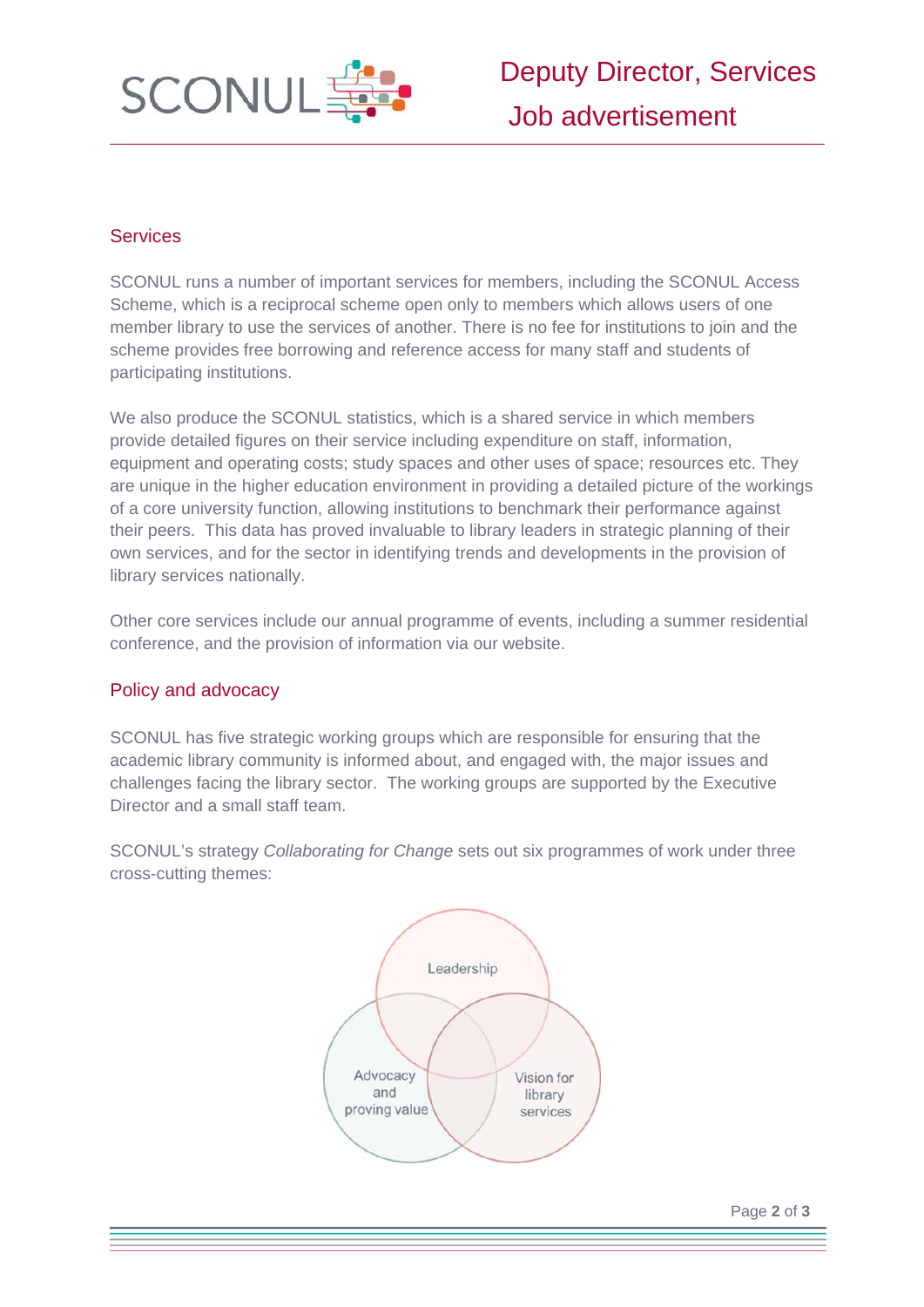## Services

SCONUL runs a number of important services for members, including the SCONUL Access Scheme, which is a reciprocal scheme open only to members which allows users of one member library to use the services of another. There is no fee for institutions to join and the scheme provides free borrowing and reference access for many staff and students of participating institutions.

We also produce the SCONUL statistics, which is a shared service in which members provide detailed figures on their service including expenditure on staff, information, equipment and operating costs; study spaces and other uses of space; resources etc. They are unique in the higher education environment in providing a detailed picture of the workings of a core university function, allowing institutions to benchmark their performance against their peers. This data has proved invaluable to library leaders in strategic planning of their own services, and for the sector in identifying trends and developments in the provision of library services nationally.

Other core services include our annual programme of events, including a summer residential conference, and the provision of information via our website.

## Policy and advocacy

SCONUL has five strategic working groups which are responsible for ensuring that the academic library community is informed about, and engaged with, the major issues and challenges facing the library sector. The working groups are supported by the Executive Director and a small staff team.

SCONUL's strategy *Collaborating for Change* sets out six programmes of work under three cross-cutting themes:

Leadership

Advocacy and proving value

Vision for library services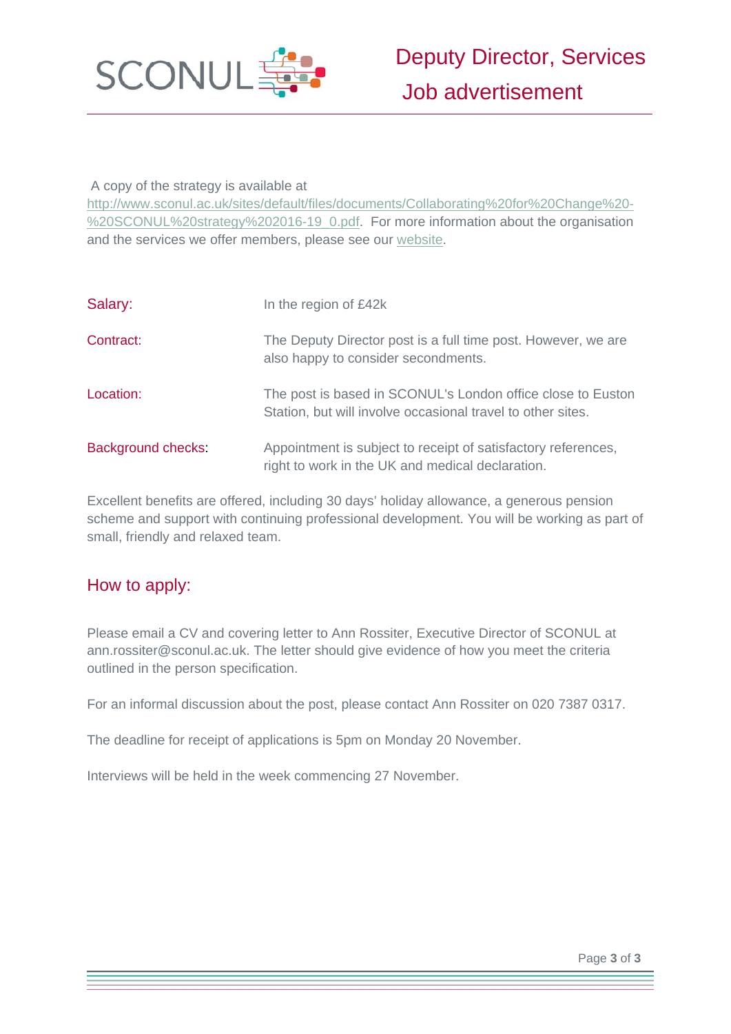A copy of the strategy is available at http://www.sconul.ac.uk/sites/default/files/documents/Collaborating%20for%20Change%20-%20SCONUL%20strategy%202016-19_0.pdf. For more information about the organisation and the services we offer members, please see our website.

| | |
|---|---|
| Salary: | In the region of £42k |
| Contract: | The Deputy Director post is a full time post. However, we are also happy to consider secondments. |
| Location: | The post is based in SCONUL's London office close to Euston Station, but will involve occasional travel to other sites. |
| Background checks: | Appointment is subject to receipt of satisfactory references, right to work in the UK and medical declaration. |

Excellent benefits are offered, including 30 days' holiday allowance, a generous pension scheme and support with continuing professional development. You will be working as part of small, friendly and relaxed team.

## How to apply:

Please email a CV and covering letter to Ann Rossiter, Executive Director of SCONUL at ann.rossiter@sconul.ac.uk. The letter should give evidence of how you meet the criteria outlined in the person specification.

For an informal discussion about the post, please contact Ann Rossiter on 020 7387 0317.

The deadline for receipt of applications is 5pm on Monday 20 November.

Interviews will be held in the week commencing 27 November.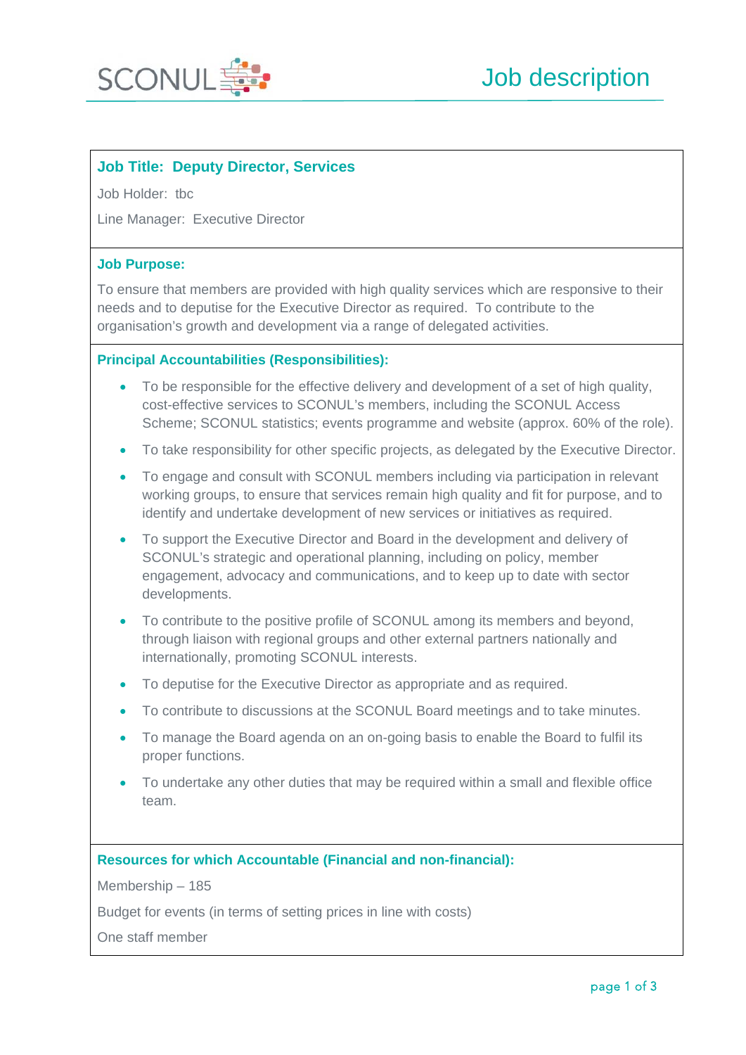# Job description

**Job Title: Deputy Director, Services**

Job Holder: tbc

Line Manager: Executive Director

**Job Purpose:**

To ensure that members are provided with high quality services which are responsive to their needs and to deputise for the Executive Director as required. To contribute to the organisation's growth and development via a range of delegated activities.

**Principal Accountabilities (Responsibilities):**

- To be responsible for the effective delivery and development of a set of high quality, cost-effective services to SCONUL's members, including the SCONUL Access Scheme; SCONUL statistics; events programme and website (approx. 60% of the role).
- To take responsibility for other specific projects, as delegated by the Executive Director.
- To engage and consult with SCONUL members including via participation in relevant working groups, to ensure that services remain high quality and fit for purpose, and to identify and undertake development of new services or initiatives as required.
- To support the Executive Director and Board in the development and delivery of SCONUL's strategic and operational planning, including on policy, member engagement, advocacy and communications, and to keep up to date with sector developments.
- To contribute to the positive profile of SCONUL among its members and beyond, through liaison with regional groups and other external partners nationally and internationally, promoting SCONUL interests.
- To deputise for the Executive Director as appropriate and as required.
- To contribute to discussions at the SCONUL Board meetings and to take minutes.
- To manage the Board agenda on an on-going basis to enable the Board to fulfil its proper functions.
- To undertake any other duties that may be required within a small and flexible office team.

**Resources for which Accountable (Financial and non-financial):**

Membership – 185

Budget for events (in terms of setting prices in line with costs)

One staff member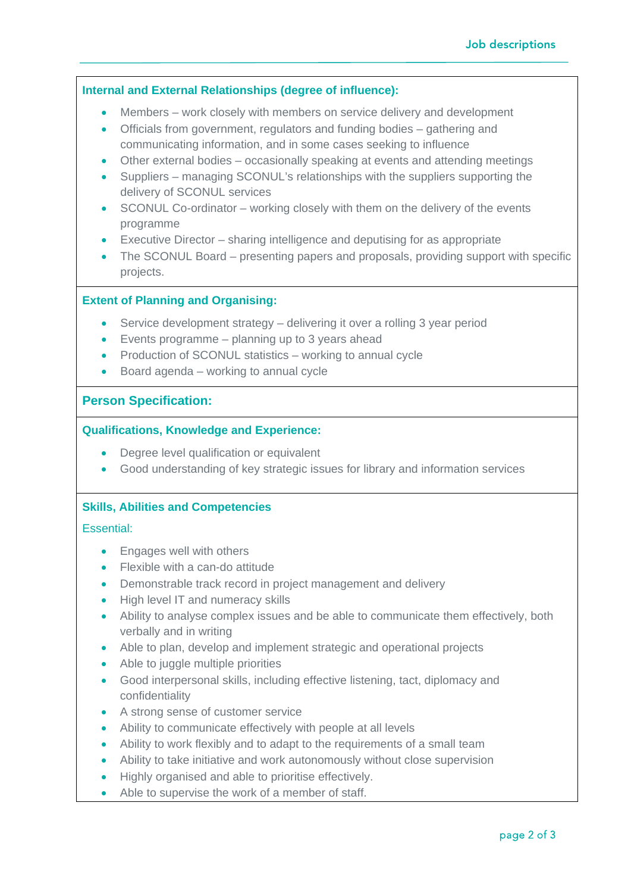### Internal and External Relationships (degree of influence):

- Members – work closely with members on service delivery and development
- Officials from government, regulators and funding bodies – gathering and communicating information, and in some cases seeking to influence
- Other external bodies – occasionally speaking at events and attending meetings
- Suppliers – managing SCONUL's relationships with the suppliers supporting the delivery of SCONUL services
- SCONUL Co-ordinator – working closely with them on the delivery of the events programme
- Executive Director – sharing intelligence and deputising for as appropriate
- The SCONUL Board – presenting papers and proposals, providing support with specific projects.

### Extent of Planning and Organising:

- Service development strategy – delivering it over a rolling 3 year period
- Events programme – planning up to 3 years ahead
- Production of SCONUL statistics – working to annual cycle
- Board agenda – working to annual cycle

## Person Specification:

### Qualifications, Knowledge and Experience:

- Degree level qualification or equivalent
- Good understanding of key strategic issues for library and information services

### Skills, Abilities and Competencies

Essential:

- Engages well with others
- Flexible with a can-do attitude
- Demonstrable track record in project management and delivery
- High level IT and numeracy skills
- Ability to analyse complex issues and be able to communicate them effectively, both verbally and in writing
- Able to plan, develop and implement strategic and operational projects
- Able to juggle multiple priorities
- Good interpersonal skills, including effective listening, tact, diplomacy and confidentiality
- A strong sense of customer service
- Ability to communicate effectively with people at all levels
- Ability to work flexibly and to adapt to the requirements of a small team
- Ability to take initiative and work autonomously without close supervision
- Highly organised and able to prioritise effectively.
- Able to supervise the work of a member of staff.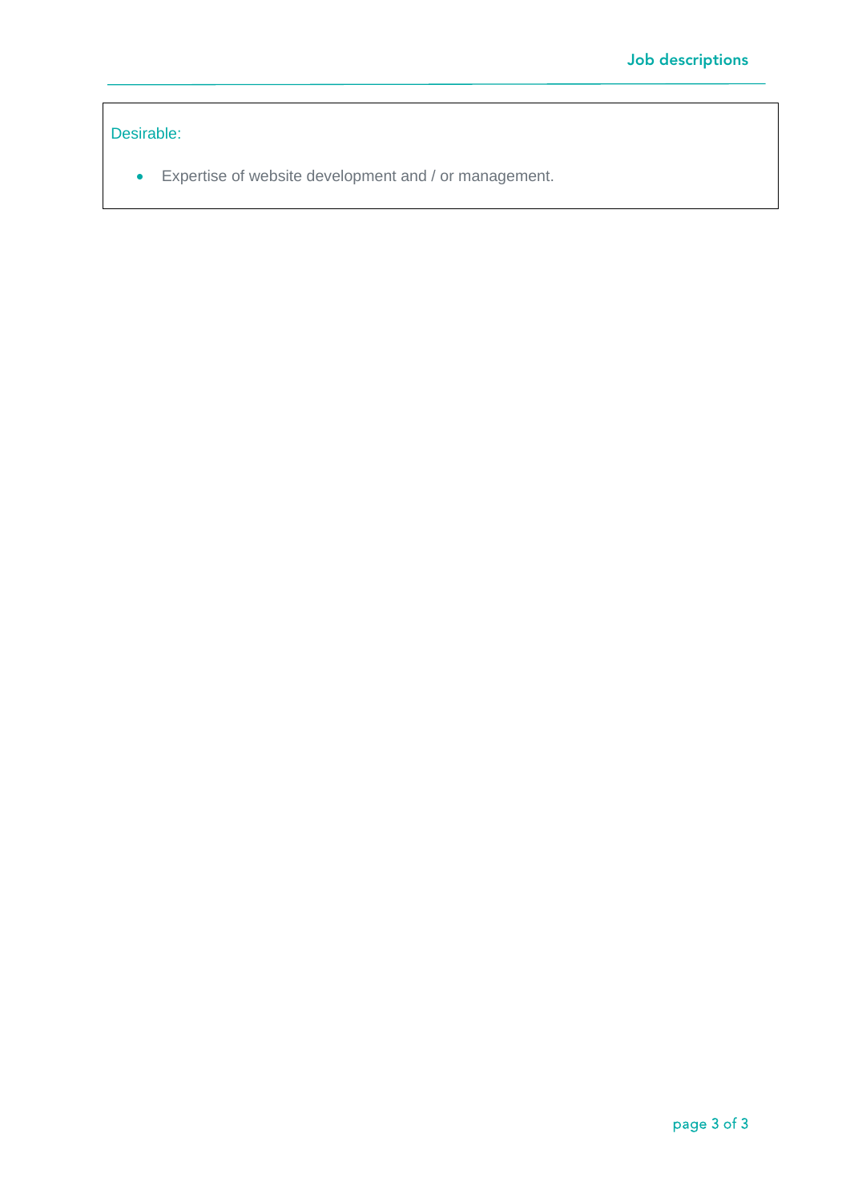Desirable:

- Expertise of website development and / or management.